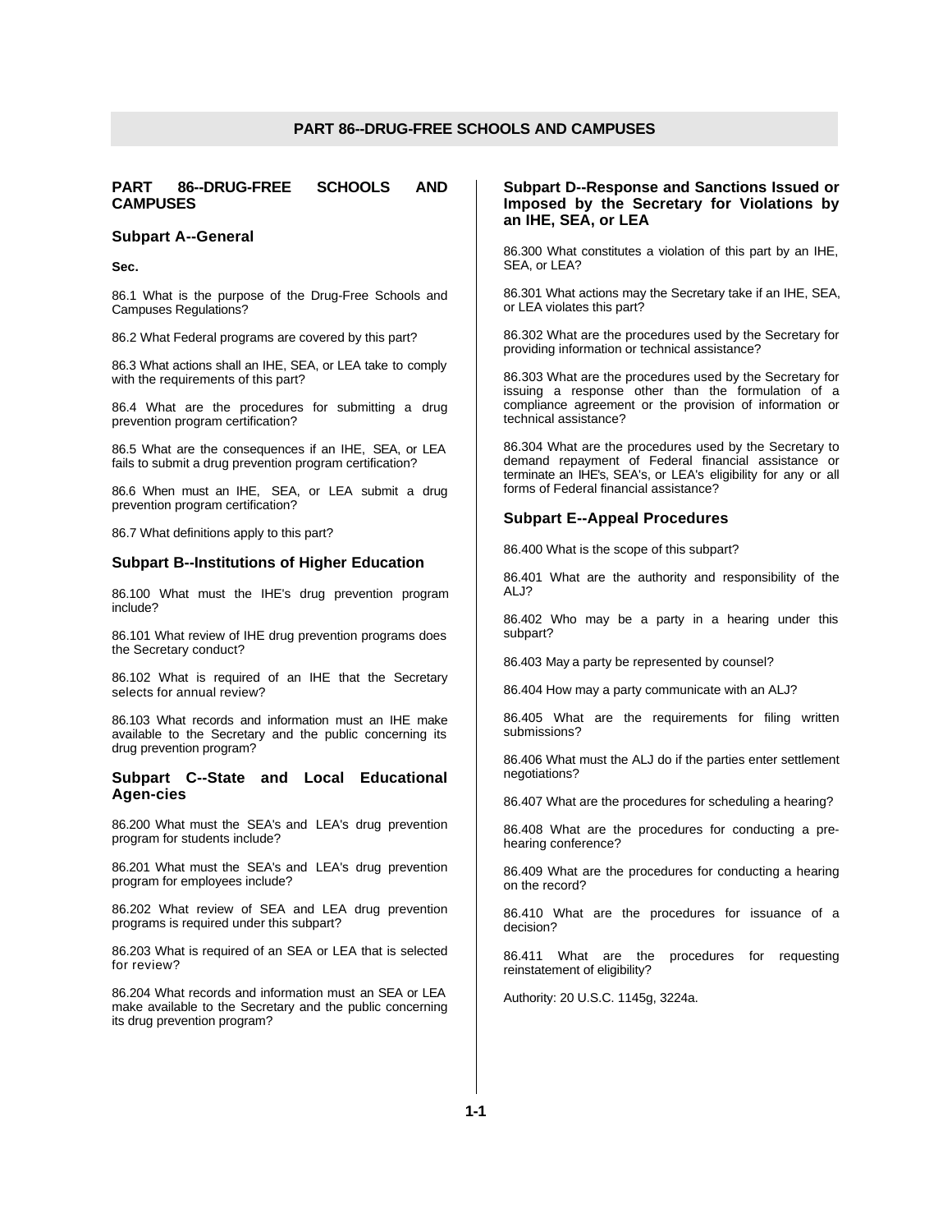# PART 86--DRUG-FREE SCHOOLS AND CAMPUSES

## PART 86--DRUG-FREE SCHOOLS AND CAMPUSES

### Subpart A--General

**Sec.**

86.1 What is the purpose of the Drug-Free Schools and Campuses Regulations?

86.2 What Federal programs are covered by this part?

86.3 What actions shall an IHE, SEA, or LEA take to comply with the requirements of this part?

86.4 What are the procedures for submitting a drug prevention program certification?

86.5 What are the consequences if an IHE, SEA, or LEA fails to submit a drug prevention program certification?

86.6 When must an IHE, SEA, or LEA submit a drug prevention program certification?

86.7 What definitions apply to this part?

### Subpart B--Institutions of Higher Education

86.100 What must the IHE's drug prevention program include?

86.101 What review of IHE drug prevention programs does the Secretary conduct?

86.102 What is required of an IHE that the Secretary selects for annual review?

86.103 What records and information must an IHE make available to the Secretary and the public concerning its drug prevention program?

### Subpart C--State and Local Educational Agen-cies

86.200 What must the SEA's and LEA's drug prevention program for students include?

86.201 What must the SEA's and LEA's drug prevention program for employees include?

86.202 What review of SEA and LEA drug prevention programs is required under this subpart?

86.203 What is required of an SEA or LEA that is selected for review?

86.204 What records and information must an SEA or LEA make available to the Secretary and the public concerning its drug prevention program?

### Subpart D--Response and Sanctions Issued or Imposed by the Secretary for Violations by an IHE, SEA, or LEA

86.300 What constitutes a violation of this part by an IHE, SEA, or LEA?

86.301 What actions may the Secretary take if an IHE, SEA, or LEA violates this part?

86.302 What are the procedures used by the Secretary for providing information or technical assistance?

86.303 What are the procedures used by the Secretary for issuing a response other than the formulation of a compliance agreement or the provision of information or technical assistance?

86.304 What are the procedures used by the Secretary to demand repayment of Federal financial assistance or terminate an IHE's, SEA's, or LEA's eligibility for any or all forms of Federal financial assistance?

### Subpart E--Appeal Procedures

86.400 What is the scope of this subpart?

86.401 What are the authority and responsibility of the ALJ?

86.402 Who may be a party in a hearing under this subpart?

86.403 May a party be represented by counsel?

86.404 How may a party communicate with an ALJ?

86.405 What are the requirements for filing written submissions?

86.406 What must the ALJ do if the parties enter settlement negotiations?

86.407 What are the procedures for scheduling a hearing?

86.408 What are the procedures for conducting a pre-hearing conference?

86.409 What are the procedures for conducting a hearing on the record?

86.410 What are the procedures for issuance of a decision?

86.411 What are the procedures for requesting reinstatement of eligibility?

Authority: 20 U.S.C. 1145g, 3224a.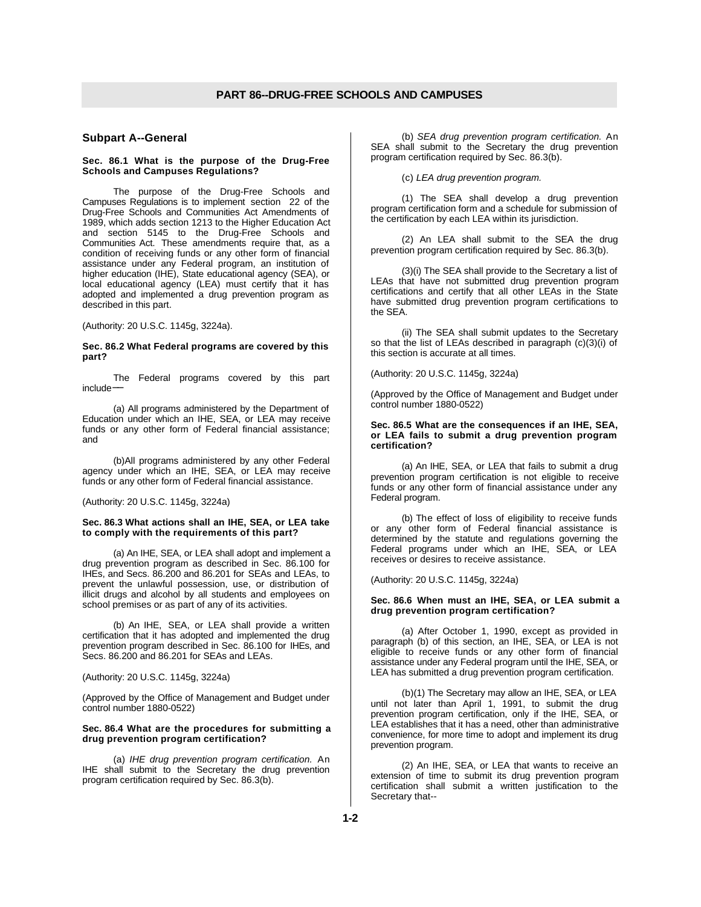# PART 86--DRUG-FREE SCHOOLS AND CAMPUSES

## Subpart A--General

### Sec. 86.1 What is the purpose of the Drug-Free Schools and Campuses Regulations?

The purpose of the Drug-Free Schools and Campuses Regulations is to implement section 22 of the Drug-Free Schools and Communities Act Amendments of 1989, which adds section 1213 to the Higher Education Act and section 5145 to the Drug-Free Schools and Communities Act. These amendments require that, as a condition of receiving funds or any other form of financial assistance under any Federal program, an institution of higher education (IHE), State educational agency (SEA), or local educational agency (LEA) must certify that it has adopted and implemented a drug prevention program as described in this part.

(Authority: 20 U.S.C. 1145g, 3224a).

### Sec. 86.2 What Federal programs are covered by this part?

The Federal programs covered by this part include—

(a) All programs administered by the Department of Education under which an IHE, SEA, or LEA may receive funds or any other form of Federal financial assistance; and

(b)All programs administered by any other Federal agency under which an IHE, SEA, or LEA may receive funds or any other form of Federal financial assistance.

(Authority: 20 U.S.C. 1145g, 3224a)

### Sec. 86.3 What actions shall an IHE, SEA, or LEA take to comply with the requirements of this part?

(a) An IHE, SEA, or LEA shall adopt and implement a drug prevention program as described in Sec. 86.100 for IHEs, and Secs. 86.200 and 86.201 for SEAs and LEAs, to prevent the unlawful possession, use, or distribution of illicit drugs and alcohol by all students and employees on school premises or as part of any of its activities.

(b) An IHE, SEA, or LEA shall provide a written certification that it has adopted and implemented the drug prevention program described in Sec. 86.100 for IHEs, and Secs. 86.200 and 86.201 for SEAs and LEAs.

(Authority: 20 U.S.C. 1145g, 3224a)

(Approved by the Office of Management and Budget under control number 1880-0522)

### Sec. 86.4 What are the procedures for submitting a drug prevention program certification?

(a) *IHE drug prevention program certification.* An IHE shall submit to the Secretary the drug prevention program certification required by Sec. 86.3(b).

(b) *SEA drug prevention program certification.* An SEA shall submit to the Secretary the drug prevention program certification required by Sec. 86.3(b).

(c) *LEA drug prevention program.*

(1) The SEA shall develop a drug prevention program certification form and a schedule for submission of the certification by each LEA within its jurisdiction.

(2) An LEA shall submit to the SEA the drug prevention program certification required by Sec. 86.3(b).

(3)(i) The SEA shall provide to the Secretary a list of LEAs that have not submitted drug prevention program certifications and certify that all other LEAs in the State have submitted drug prevention program certifications to the SEA.

(ii) The SEA shall submit updates to the Secretary so that the list of LEAs described in paragraph (c)(3)(i) of this section is accurate at all times.

(Authority: 20 U.S.C. 1145g, 3224a)

(Approved by the Office of Management and Budget under control number 1880-0522)

### Sec. 86.5 What are the consequences if an IHE, SEA, or LEA fails to submit a drug prevention program certification?

(a) An IHE, SEA, or LEA that fails to submit a drug prevention program certification is not eligible to receive funds or any other form of financial assistance under any Federal program.

(b) The effect of loss of eligibility to receive funds or any other form of Federal financial assistance is determined by the statute and regulations governing the Federal programs under which an IHE, SEA, or LEA receives or desires to receive assistance.

(Authority: 20 U.S.C. 1145g, 3224a)

### Sec. 86.6 When must an IHE, SEA, or LEA submit a drug prevention program certification?

(a) After October 1, 1990, except as provided in paragraph (b) of this section, an IHE, SEA, or LEA is not eligible to receive funds or any other form of financial assistance under any Federal program until the IHE, SEA, or LEA has submitted a drug prevention program certification.

(b)(1) The Secretary may allow an IHE, SEA, or LEA until not later than April 1, 1991, to submit the drug prevention program certification, only if the IHE, SEA, or LEA establishes that it has a need, other than administrative convenience, for more time to adopt and implement its drug prevention program.

(2) An IHE, SEA, or LEA that wants to receive an extension of time to submit its drug prevention program certification shall submit a written justification to the Secretary that--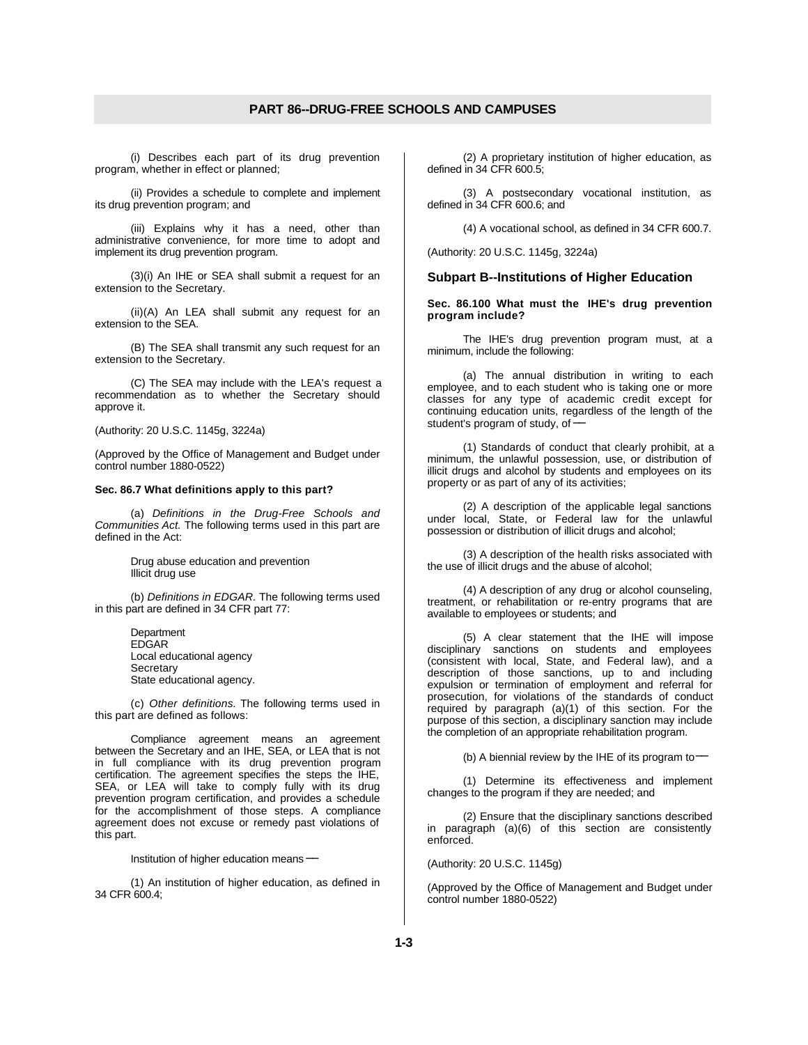(i) Describes each part of its drug prevention program, whether in effect or planned;

(ii) Provides a schedule to complete and implement its drug prevention program; and

(iii) Explains why it has a need, other than administrative convenience, for more time to adopt and implement its drug prevention program.

(3)(i) An IHE or SEA shall submit a request for an extension to the Secretary.

(ii)(A) An LEA shall submit any request for an extension to the SEA.

(B) The SEA shall transmit any such request for an extension to the Secretary.

(C) The SEA may include with the LEA's request a recommendation as to whether the Secretary should approve it.

(Authority: 20 U.S.C. 1145g, 3224a)

(Approved by the Office of Management and Budget under control number 1880-0522)

**Sec. 86.7 What definitions apply to this part?**

(a) *Definitions in the Drug-Free Schools and Communities Act.* The following terms used in this part are defined in the Act:

Drug abuse education and prevention
Illicit drug use

(b) *Definitions in EDGAR.* The following terms used in this part are defined in 34 CFR part 77:

Department
EDGAR
Local educational agency
Secretary
State educational agency.

(c) *Other definitions.* The following terms used in this part are defined as follows:

Compliance agreement means an agreement between the Secretary and an IHE, SEA, or LEA that is not in full compliance with its drug prevention program certification. The agreement specifies the steps the IHE, SEA, or LEA will take to comply fully with its drug prevention program certification, and provides a schedule for the accomplishment of those steps. A compliance agreement does not excuse or remedy past violations of this part.

Institution of higher education means—

(1) An institution of higher education, as defined in 34 CFR 600.4;

(2) A proprietary institution of higher education, as defined in 34 CFR 600.5;

(3) A postsecondary vocational institution, as defined in 34 CFR 600.6; and

(4) A vocational school, as defined in 34 CFR 600.7.

(Authority: 20 U.S.C. 1145g, 3224a)

## Subpart B--Institutions of Higher Education

**Sec. 86.100 What must the IHE's drug prevention program include?**

The IHE's drug prevention program must, at a minimum, include the following:

(a) The annual distribution in writing to each employee, and to each student who is taking one or more classes for any type of academic credit except for continuing education units, regardless of the length of the student's program of study, of—

(1) Standards of conduct that clearly prohibit, at a minimum, the unlawful possession, use, or distribution of illicit drugs and alcohol by students and employees on its property or as part of any of its activities;

(2) A description of the applicable legal sanctions under local, State, or Federal law for the unlawful possession or distribution of illicit drugs and alcohol;

(3) A description of the health risks associated with the use of illicit drugs and the abuse of alcohol;

(4) A description of any drug or alcohol counseling, treatment, or rehabilitation or re-entry programs that are available to employees or students; and

(5) A clear statement that the IHE will impose disciplinary sanctions on students and employees (consistent with local, State, and Federal law), and a description of those sanctions, up to and including expulsion or termination of employment and referral for prosecution, for violations of the standards of conduct required by paragraph (a)(1) of this section. For the purpose of this section, a disciplinary sanction may include the completion of an appropriate rehabilitation program.

(b) A biennial review by the IHE of its program to—

(1) Determine its effectiveness and implement changes to the program if they are needed; and

(2) Ensure that the disciplinary sanctions described in paragraph (a)(6) of this section are consistently enforced.

(Authority: 20 U.S.C. 1145g)

(Approved by the Office of Management and Budget under control number 1880-0522)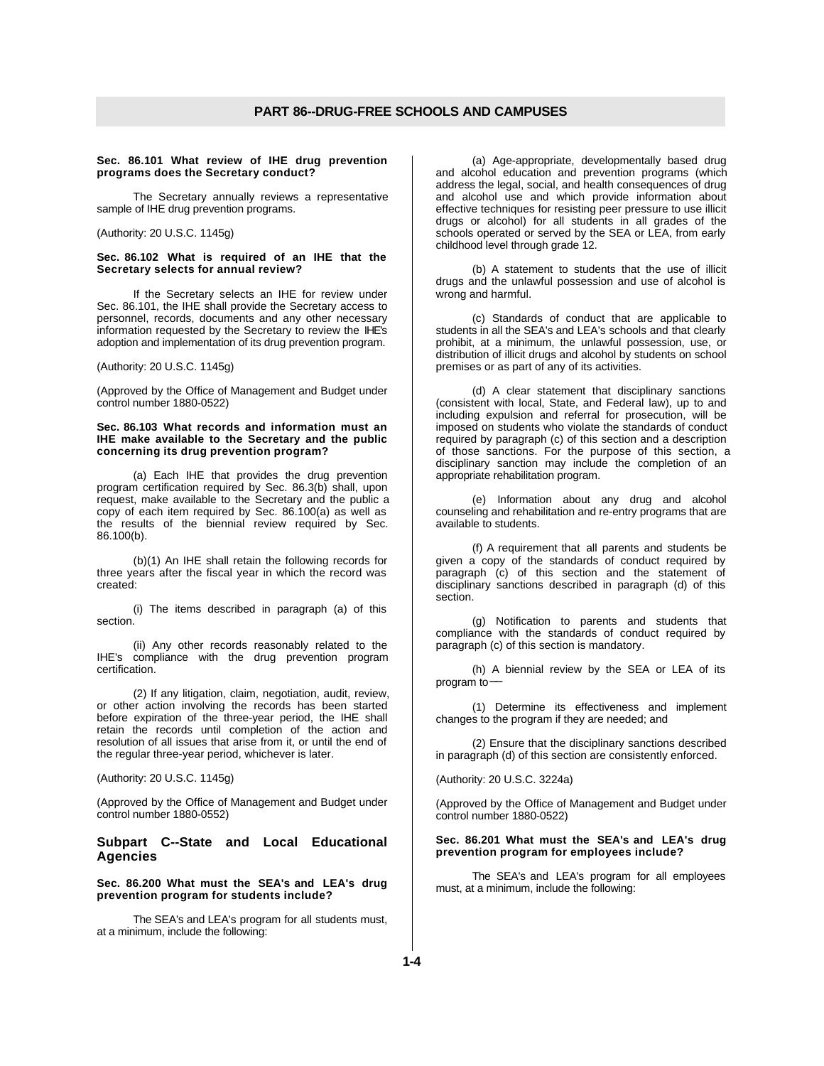# PART 86--DRUG-FREE SCHOOLS AND CAMPUSES

**Sec. 86.101 What review of IHE drug prevention programs does the Secretary conduct?**

The Secretary annually reviews a representative sample of IHE drug prevention programs.

(Authority: 20 U.S.C. 1145g)

**Sec. 86.102 What is required of an IHE that the Secretary selects for annual review?**

If the Secretary selects an IHE for review under Sec. 86.101, the IHE shall provide the Secretary access to personnel, records, documents and any other necessary information requested by the Secretary to review the IHE's adoption and implementation of its drug prevention program.

(Authority: 20 U.S.C. 1145g)

(Approved by the Office of Management and Budget under control number 1880-0522)

**Sec. 86.103 What records and information must an IHE make available to the Secretary and the public concerning its drug prevention program?**

(a) Each IHE that provides the drug prevention program certification required by Sec. 86.3(b) shall, upon request, make available to the Secretary and the public a copy of each item required by Sec. 86.100(a) as well as the results of the biennial review required by Sec. 86.100(b).

(b)(1) An IHE shall retain the following records for three years after the fiscal year in which the record was created:

(i) The items described in paragraph (a) of this section.

(ii) Any other records reasonably related to the IHE's compliance with the drug prevention program certification.

(2) If any litigation, claim, negotiation, audit, review, or other action involving the records has been started before expiration of the three-year period, the IHE shall retain the records until completion of the action and resolution of all issues that arise from it, or until the end of the regular three-year period, whichever is later.

(Authority: 20 U.S.C. 1145g)

(Approved by the Office of Management and Budget under control number 1880-0552)

## Subpart C--State and Local Educational Agencies

**Sec. 86.200 What must the SEA's and LEA's drug prevention program for students include?**

The SEA's and LEA's program for all students must, at a minimum, include the following:

(a) Age-appropriate, developmentally based drug and alcohol education and prevention programs (which address the legal, social, and health consequences of drug and alcohol use and which provide information about effective techniques for resisting peer pressure to use illicit drugs or alcohol) for all students in all grades of the schools operated or served by the SEA or LEA, from early childhood level through grade 12.

(b) A statement to students that the use of illicit drugs and the unlawful possession and use of alcohol is wrong and harmful.

(c) Standards of conduct that are applicable to students in all the SEA's and LEA's schools and that clearly prohibit, at a minimum, the unlawful possession, use, or distribution of illicit drugs and alcohol by students on school premises or as part of any of its activities.

(d) A clear statement that disciplinary sanctions (consistent with local, State, and Federal law), up to and including expulsion and referral for prosecution, will be imposed on students who violate the standards of conduct required by paragraph (c) of this section and a description of those sanctions. For the purpose of this section, a disciplinary sanction may include the completion of an appropriate rehabilitation program.

(e) Information about any drug and alcohol counseling and rehabilitation and re-entry programs that are available to students.

(f) A requirement that all parents and students be given a copy of the standards of conduct required by paragraph (c) of this section and the statement of disciplinary sanctions described in paragraph (d) of this section.

(g) Notification to parents and students that compliance with the standards of conduct required by paragraph (c) of this section is mandatory.

(h) A biennial review by the SEA or LEA of its program to—

(1) Determine its effectiveness and implement changes to the program if they are needed; and

(2) Ensure that the disciplinary sanctions described in paragraph (d) of this section are consistently enforced.

(Authority: 20 U.S.C. 3224a)

(Approved by the Office of Management and Budget under control number 1880-0522)

**Sec. 86.201 What must the SEA's and LEA's drug prevention program for employees include?**

The SEA's and LEA's program for all employees must, at a minimum, include the following: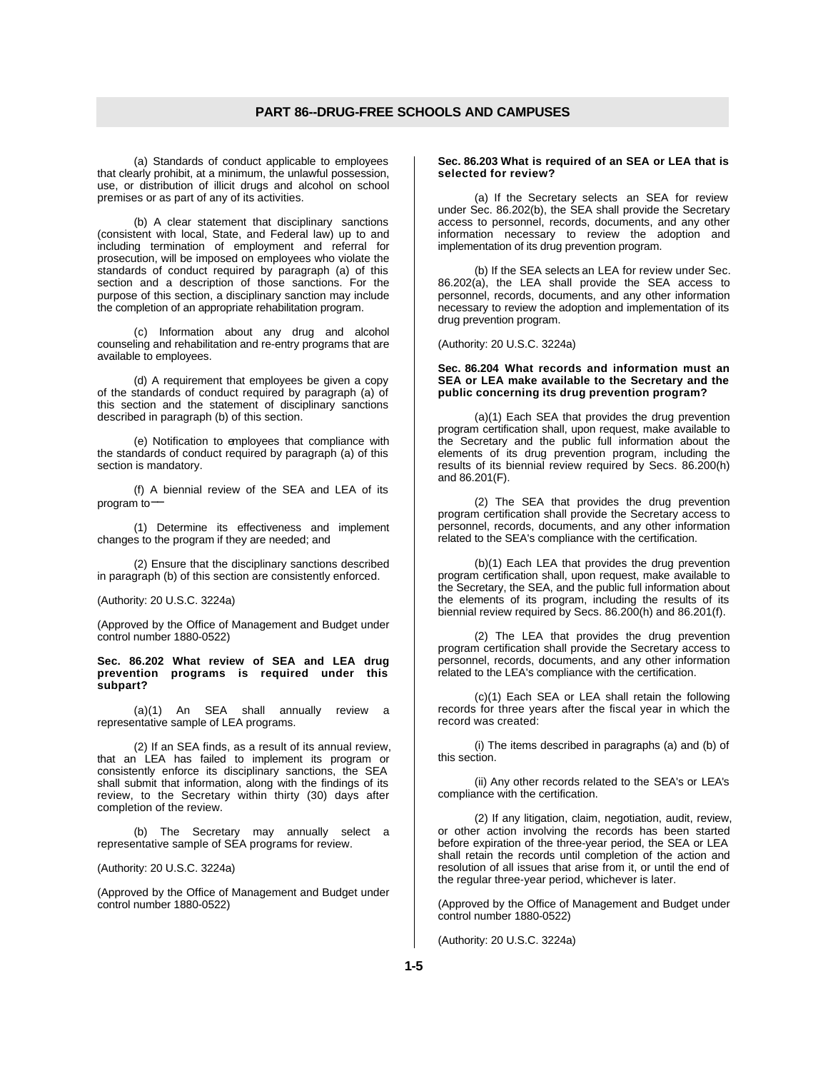(a) Standards of conduct applicable to employees that clearly prohibit, at a minimum, the unlawful possession, use, or distribution of illicit drugs and alcohol on school premises or as part of any of its activities.

(b) A clear statement that disciplinary sanctions (consistent with local, State, and Federal law) up to and including termination of employment and referral for prosecution, will be imposed on employees who violate the standards of conduct required by paragraph (a) of this section and a description of those sanctions. For the purpose of this section, a disciplinary sanction may include the completion of an appropriate rehabilitation program.

(c) Information about any drug and alcohol counseling and rehabilitation and re-entry programs that are available to employees.

(d) A requirement that employees be given a copy of the standards of conduct required by paragraph (a) of this section and the statement of disciplinary sanctions described in paragraph (b) of this section.

(e) Notification to employees that compliance with the standards of conduct required by paragraph (a) of this section is mandatory.

(f) A biennial review of the SEA and LEA of its program to—

(1) Determine its effectiveness and implement changes to the program if they are needed; and

(2) Ensure that the disciplinary sanctions described in paragraph (b) of this section are consistently enforced.

(Authority: 20 U.S.C. 3224a)

(Approved by the Office of Management and Budget under control number 1880-0522)

**Sec. 86.202 What review of SEA and LEA drug prevention programs is required under this subpart?**

(a)(1) An SEA shall annually review a representative sample of LEA programs.

(2) If an SEA finds, as a result of its annual review, that an LEA has failed to implement its program or consistently enforce its disciplinary sanctions, the SEA shall submit that information, along with the findings of its review, to the Secretary within thirty (30) days after completion of the review.

(b) The Secretary may annually select a representative sample of SEA programs for review.

(Authority: 20 U.S.C. 3224a)

(Approved by the Office of Management and Budget under control number 1880-0522)

**Sec. 86.203 What is required of an SEA or LEA that is selected for review?**

(a) If the Secretary selects an SEA for review under Sec. 86.202(b), the SEA shall provide the Secretary access to personnel, records, documents, and any other information necessary to review the adoption and implementation of its drug prevention program.

(b) If the SEA selects an LEA for review under Sec. 86.202(a), the LEA shall provide the SEA access to personnel, records, documents, and any other information necessary to review the adoption and implementation of its drug prevention program.

(Authority: 20 U.S.C. 3224a)

**Sec. 86.204 What records and information must an SEA or LEA make available to the Secretary and the public concerning its drug prevention program?**

(a)(1) Each SEA that provides the drug prevention program certification shall, upon request, make available to the Secretary and the public full information about the elements of its drug prevention program, including the results of its biennial review required by Secs. 86.200(h) and 86.201(F).

(2) The SEA that provides the drug prevention program certification shall provide the Secretary access to personnel, records, documents, and any other information related to the SEA's compliance with the certification.

(b)(1) Each LEA that provides the drug prevention program certification shall, upon request, make available to the Secretary, the SEA, and the public full information about the elements of its program, including the results of its biennial review required by Secs. 86.200(h) and 86.201(f).

(2) The LEA that provides the drug prevention program certification shall provide the Secretary access to personnel, records, documents, and any other information related to the LEA's compliance with the certification.

(c)(1) Each SEA or LEA shall retain the following records for three years after the fiscal year in which the record was created:

(i) The items described in paragraphs (a) and (b) of this section.

(ii) Any other records related to the SEA's or LEA's compliance with the certification.

(2) If any litigation, claim, negotiation, audit, review, or other action involving the records has been started before expiration of the three-year period, the SEA or LEA shall retain the records until completion of the action and resolution of all issues that arise from it, or until the end of the regular three-year period, whichever is later.

(Approved by the Office of Management and Budget under control number 1880-0522)

(Authority: 20 U.S.C. 3224a)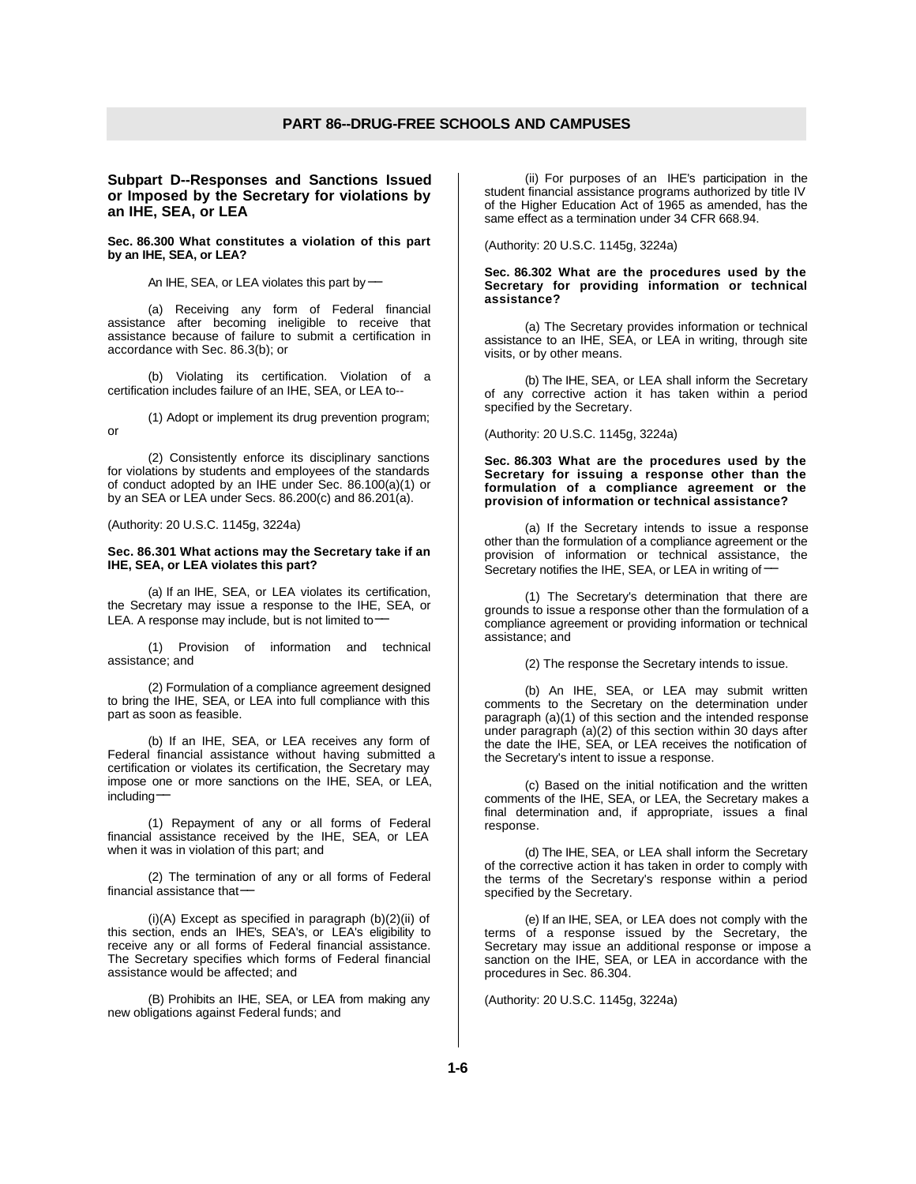## PART 86--DRUG-FREE SCHOOLS AND CAMPUSES

### Subpart D--Responses and Sanctions Issued or Imposed by the Secretary for violations by an IHE, SEA, or LEA

**Sec. 86.300 What constitutes a violation of this part by an IHE, SEA, or LEA?**

An IHE, SEA, or LEA violates this part by—

(a) Receiving any form of Federal financial assistance after becoming ineligible to receive that assistance because of failure to submit a certification in accordance with Sec. 86.3(b); or

(b) Violating its certification. Violation of a certification includes failure of an IHE, SEA, or LEA to--

(1) Adopt or implement its drug prevention program; or

(2) Consistently enforce its disciplinary sanctions for violations by students and employees of the standards of conduct adopted by an IHE under Sec. 86.100(a)(1) or by an SEA or LEA under Secs. 86.200(c) and 86.201(a).

(Authority: 20 U.S.C. 1145g, 3224a)

**Sec. 86.301 What actions may the Secretary take if an IHE, SEA, or LEA violates this part?**

(a) If an IHE, SEA, or LEA violates its certification, the Secretary may issue a response to the IHE, SEA, or LEA. A response may include, but is not limited to—

(1) Provision of information and technical assistance; and

(2) Formulation of a compliance agreement designed to bring the IHE, SEA, or LEA into full compliance with this part as soon as feasible.

(b) If an IHE, SEA, or LEA receives any form of Federal financial assistance without having submitted a certification or violates its certification, the Secretary may impose one or more sanctions on the IHE, SEA, or LEA, including—

(1) Repayment of any or all forms of Federal financial assistance received by the IHE, SEA, or LEA when it was in violation of this part; and

(2) The termination of any or all forms of Federal financial assistance that—

(i)(A) Except as specified in paragraph (b)(2)(ii) of this section, ends an IHE's, SEA's, or LEA's eligibility to receive any or all forms of Federal financial assistance. The Secretary specifies which forms of Federal financial assistance would be affected; and

(B) Prohibits an IHE, SEA, or LEA from making any new obligations against Federal funds; and

(ii) For purposes of an IHE's participation in the student financial assistance programs authorized by title IV of the Higher Education Act of 1965 as amended, has the same effect as a termination under 34 CFR 668.94.

(Authority: 20 U.S.C. 1145g, 3224a)

**Sec. 86.302 What are the procedures used by the Secretary for providing information or technical assistance?**

(a) The Secretary provides information or technical assistance to an IHE, SEA, or LEA in writing, through site visits, or by other means.

(b) The IHE, SEA, or LEA shall inform the Secretary of any corrective action it has taken within a period specified by the Secretary.

(Authority: 20 U.S.C. 1145g, 3224a)

**Sec. 86.303 What are the procedures used by the Secretary for issuing a response other than the formulation of a compliance agreement or the provision of information or technical assistance?**

(a) If the Secretary intends to issue a response other than the formulation of a compliance agreement or the provision of information or technical assistance, the Secretary notifies the IHE, SEA, or LEA in writing of—

(1) The Secretary's determination that there are grounds to issue a response other than the formulation of a compliance agreement or providing information or technical assistance; and

(2) The response the Secretary intends to issue.

(b) An IHE, SEA, or LEA may submit written comments to the Secretary on the determination under paragraph (a)(1) of this section and the intended response under paragraph (a)(2) of this section within 30 days after the date the IHE, SEA, or LEA receives the notification of the Secretary's intent to issue a response.

(c) Based on the initial notification and the written comments of the IHE, SEA, or LEA, the Secretary makes a final determination and, if appropriate, issues a final response.

(d) The IHE, SEA, or LEA shall inform the Secretary of the corrective action it has taken in order to comply with the terms of the Secretary's response within a period specified by the Secretary.

(e) If an IHE, SEA, or LEA does not comply with the terms of a response issued by the Secretary, the Secretary may issue an additional response or impose a sanction on the IHE, SEA, or LEA in accordance with the procedures in Sec. 86.304.

(Authority: 20 U.S.C. 1145g, 3224a)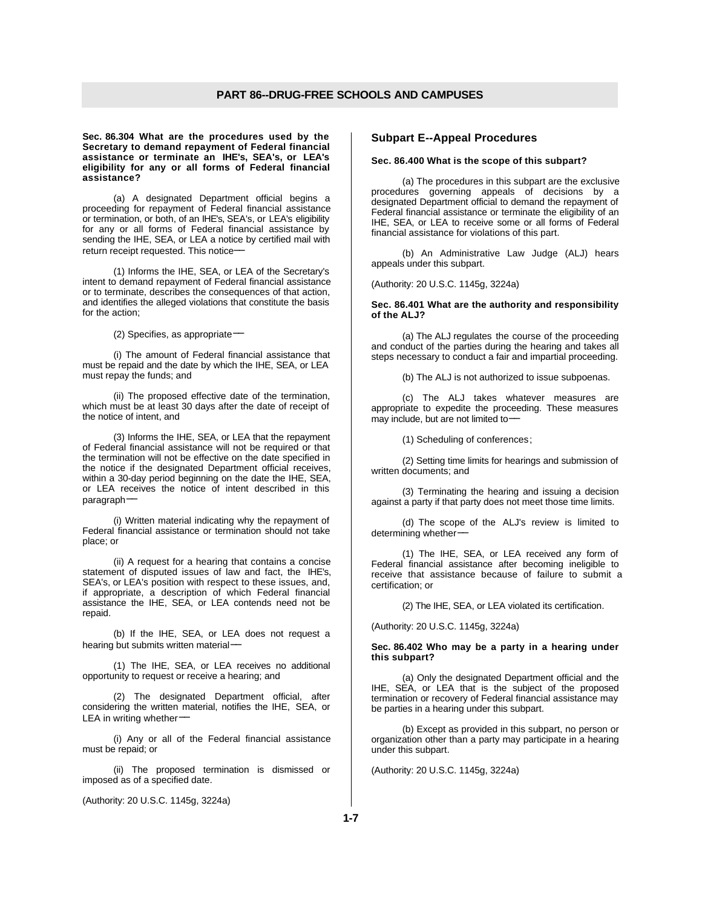**Sec. 86.304 What are the procedures used by the Secretary to demand repayment of Federal financial assistance or terminate an IHE's, SEA's, or LEA's eligibility for any or all forms of Federal financial assistance?**

(a) A designated Department official begins a proceeding for repayment of Federal financial assistance or termination, or both, of an IHE's, SEA's, or LEA's eligibility for any or all forms of Federal financial assistance by sending the IHE, SEA, or LEA a notice by certified mail with return receipt requested. This notice—

(1) Informs the IHE, SEA, or LEA of the Secretary's intent to demand repayment of Federal financial assistance or to terminate, describes the consequences of that action, and identifies the alleged violations that constitute the basis for the action;

(2) Specifies, as appropriate—

(i) The amount of Federal financial assistance that must be repaid and the date by which the IHE, SEA, or LEA must repay the funds; and

(ii) The proposed effective date of the termination, which must be at least 30 days after the date of receipt of the notice of intent, and

(3) Informs the IHE, SEA, or LEA that the repayment of Federal financial assistance will not be required or that the termination will not be effective on the date specified in the notice if the designated Department official receives, within a 30-day period beginning on the date the IHE, SEA, or LEA receives the notice of intent described in this paragraph—

(i) Written material indicating why the repayment of Federal financial assistance or termination should not take place; or

(ii) A request for a hearing that contains a concise statement of disputed issues of law and fact, the IHE's, SEA's, or LEA's position with respect to these issues, and, if appropriate, a description of which Federal financial assistance the IHE, SEA, or LEA contends need not be repaid.

(b) If the IHE, SEA, or LEA does not request a hearing but submits written material—

(1) The IHE, SEA, or LEA receives no additional opportunity to request or receive a hearing; and

(2) The designated Department official, after considering the written material, notifies the IHE, SEA, or LEA in writing whether—

(i) Any or all of the Federal financial assistance must be repaid; or

(ii) The proposed termination is dismissed or imposed as of a specified date.

(Authority: 20 U.S.C. 1145g, 3224a)

## Subpart E--Appeal Procedures

**Sec. 86.400 What is the scope of this subpart?**

(a) The procedures in this subpart are the exclusive procedures governing appeals of decisions by a designated Department official to demand the repayment of Federal financial assistance or terminate the eligibility of an IHE, SEA, or LEA to receive some or all forms of Federal financial assistance for violations of this part.

(b) An Administrative Law Judge (ALJ) hears appeals under this subpart.

(Authority: 20 U.S.C. 1145g, 3224a)

**Sec. 86.401 What are the authority and responsibility of the ALJ?**

(a) The ALJ regulates the course of the proceeding and conduct of the parties during the hearing and takes all steps necessary to conduct a fair and impartial proceeding.

(b) The ALJ is not authorized to issue subpoenas.

(c) The ALJ takes whatever measures are appropriate to expedite the proceeding. These measures may include, but are not limited to—

(1) Scheduling of conferences;

(2) Setting time limits for hearings and submission of written documents; and

(3) Terminating the hearing and issuing a decision against a party if that party does not meet those time limits.

(d) The scope of the ALJ's review is limited to determining whether—

(1) The IHE, SEA, or LEA received any form of Federal financial assistance after becoming ineligible to receive that assistance because of failure to submit a certification; or

(2) The IHE, SEA, or LEA violated its certification.

(Authority: 20 U.S.C. 1145g, 3224a)

**Sec. 86.402 Who may be a party in a hearing under this subpart?**

(a) Only the designated Department official and the IHE, SEA, or LEA that is the subject of the proposed termination or recovery of Federal financial assistance may be parties in a hearing under this subpart.

(b) Except as provided in this subpart, no person or organization other than a party may participate in a hearing under this subpart.

(Authority: 20 U.S.C. 1145g, 3224a)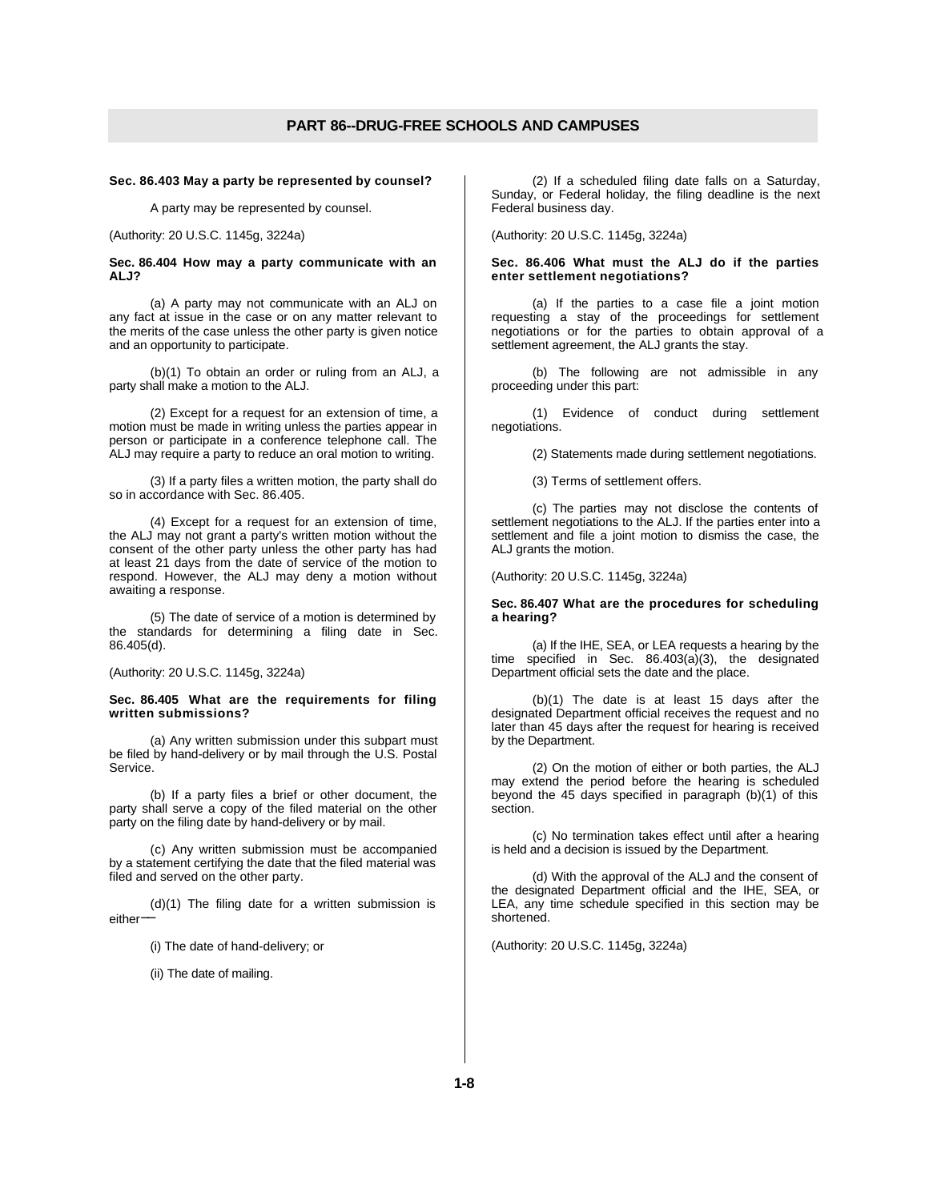**Sec. 86.403 May a party be represented by counsel?**

A party may be represented by counsel.

(Authority: 20 U.S.C. 1145g, 3224a)

**Sec. 86.404 How may a party communicate with an ALJ?**

(a) A party may not communicate with an ALJ on any fact at issue in the case or on any matter relevant to the merits of the case unless the other party is given notice and an opportunity to participate.

(b)(1) To obtain an order or ruling from an ALJ, a party shall make a motion to the ALJ.

(2) Except for a request for an extension of time, a motion must be made in writing unless the parties appear in person or participate in a conference telephone call. The ALJ may require a party to reduce an oral motion to writing.

(3) If a party files a written motion, the party shall do so in accordance with Sec. 86.405.

(4) Except for a request for an extension of time, the ALJ may not grant a party's written motion without the consent of the other party unless the other party has had at least 21 days from the date of service of the motion to respond. However, the ALJ may deny a motion without awaiting a response.

(5) The date of service of a motion is determined by the standards for determining a filing date in Sec. 86.405(d).

(Authority: 20 U.S.C. 1145g, 3224a)

**Sec. 86.405 What are the requirements for filing written submissions?**

(a) Any written submission under this subpart must be filed by hand-delivery or by mail through the U.S. Postal Service.

(b) If a party files a brief or other document, the party shall serve a copy of the filed material on the other party on the filing date by hand-delivery or by mail.

(c) Any written submission must be accompanied by a statement certifying the date that the filed material was filed and served on the other party.

(d)(1) The filing date for a written submission is either—

(i) The date of hand-delivery; or

(ii) The date of mailing.

(2) If a scheduled filing date falls on a Saturday, Sunday, or Federal holiday, the filing deadline is the next Federal business day.

(Authority: 20 U.S.C. 1145g, 3224a)

**Sec. 86.406 What must the ALJ do if the parties enter settlement negotiations?**

(a) If the parties to a case file a joint motion requesting a stay of the proceedings for settlement negotiations or for the parties to obtain approval of a settlement agreement, the ALJ grants the stay.

(b) The following are not admissible in any proceeding under this part:

(1) Evidence of conduct during settlement negotiations.

(2) Statements made during settlement negotiations.

(3) Terms of settlement offers.

(c) The parties may not disclose the contents of settlement negotiations to the ALJ. If the parties enter into a settlement and file a joint motion to dismiss the case, the ALJ grants the motion.

(Authority: 20 U.S.C. 1145g, 3224a)

**Sec. 86.407 What are the procedures for scheduling a hearing?**

(a) If the IHE, SEA, or LEA requests a hearing by the time specified in Sec. 86.403(a)(3), the designated Department official sets the date and the place.

(b)(1) The date is at least 15 days after the designated Department official receives the request and no later than 45 days after the request for hearing is received by the Department.

(2) On the motion of either or both parties, the ALJ may extend the period before the hearing is scheduled beyond the 45 days specified in paragraph (b)(1) of this section.

(c) No termination takes effect until after a hearing is held and a decision is issued by the Department.

(d) With the approval of the ALJ and the consent of the designated Department official and the IHE, SEA, or LEA, any time schedule specified in this section may be shortened.

(Authority: 20 U.S.C. 1145g, 3224a)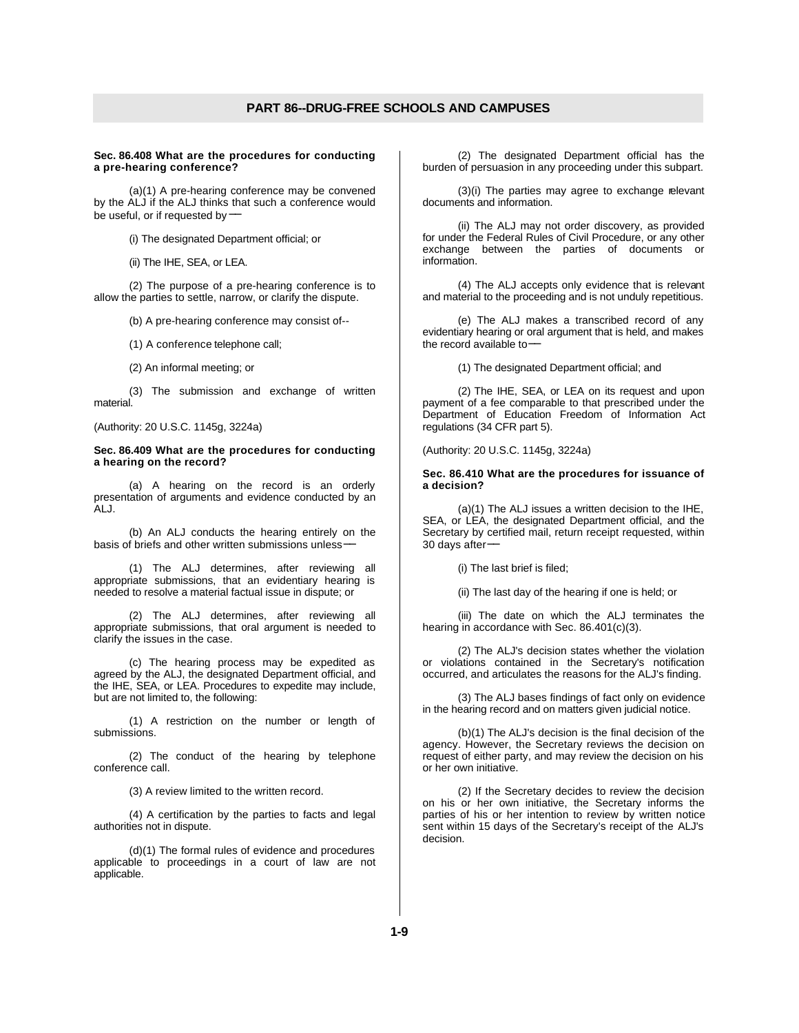## PART 86--DRUG-FREE SCHOOLS AND CAMPUSES

**Sec. 86.408 What are the procedures for conducting a pre-hearing conference?**

(a)(1) A pre-hearing conference may be convened by the ALJ if the ALJ thinks that such a conference would be useful, or if requested by—

(i) The designated Department official; or

(ii) The IHE, SEA, or LEA.

(2) The purpose of a pre-hearing conference is to allow the parties to settle, narrow, or clarify the dispute.

(b) A pre-hearing conference may consist of--

(1) A conference telephone call;

(2) An informal meeting; or

(3) The submission and exchange of written material.

(Authority: 20 U.S.C. 1145g, 3224a)

**Sec. 86.409 What are the procedures for conducting a hearing on the record?**

(a) A hearing on the record is an orderly presentation of arguments and evidence conducted by an ALJ.

(b) An ALJ conducts the hearing entirely on the basis of briefs and other written submissions unless—

(1) The ALJ determines, after reviewing all appropriate submissions, that an evidentiary hearing is needed to resolve a material factual issue in dispute; or

(2) The ALJ determines, after reviewing all appropriate submissions, that oral argument is needed to clarify the issues in the case.

(c) The hearing process may be expedited as agreed by the ALJ, the designated Department official, and the IHE, SEA, or LEA. Procedures to expedite may include, but are not limited to, the following:

(1) A restriction on the number or length of submissions.

(2) The conduct of the hearing by telephone conference call.

(3) A review limited to the written record.

(4) A certification by the parties to facts and legal authorities not in dispute.

(d)(1) The formal rules of evidence and procedures applicable to proceedings in a court of law are not applicable.

(2) The designated Department official has the burden of persuasion in any proceeding under this subpart.

(3)(i) The parties may agree to exchange relevant documents and information.

(ii) The ALJ may not order discovery, as provided for under the Federal Rules of Civil Procedure, or any other exchange between the parties of documents or information.

(4) The ALJ accepts only evidence that is relevant and material to the proceeding and is not unduly repetitious.

(e) The ALJ makes a transcribed record of any evidentiary hearing or oral argument that is held, and makes the record available to—

(1) The designated Department official; and

(2) The IHE, SEA, or LEA on its request and upon payment of a fee comparable to that prescribed under the Department of Education Freedom of Information Act regulations (34 CFR part 5).

(Authority: 20 U.S.C. 1145g, 3224a)

**Sec. 86.410 What are the procedures for issuance of a decision?**

(a)(1) The ALJ issues a written decision to the IHE, SEA, or LEA, the designated Department official, and the Secretary by certified mail, return receipt requested, within 30 days after—

(i) The last brief is filed;

(ii) The last day of the hearing if one is held; or

(iii) The date on which the ALJ terminates the hearing in accordance with Sec. 86.401(c)(3).

(2) The ALJ's decision states whether the violation or violations contained in the Secretary's notification occurred, and articulates the reasons for the ALJ's finding.

(3) The ALJ bases findings of fact only on evidence in the hearing record and on matters given judicial notice.

(b)(1) The ALJ's decision is the final decision of the agency. However, the Secretary reviews the decision on request of either party, and may review the decision on his or her own initiative.

(2) If the Secretary decides to review the decision on his or her own initiative, the Secretary informs the parties of his or her intention to review by written notice sent within 15 days of the Secretary's receipt of the ALJ's decision.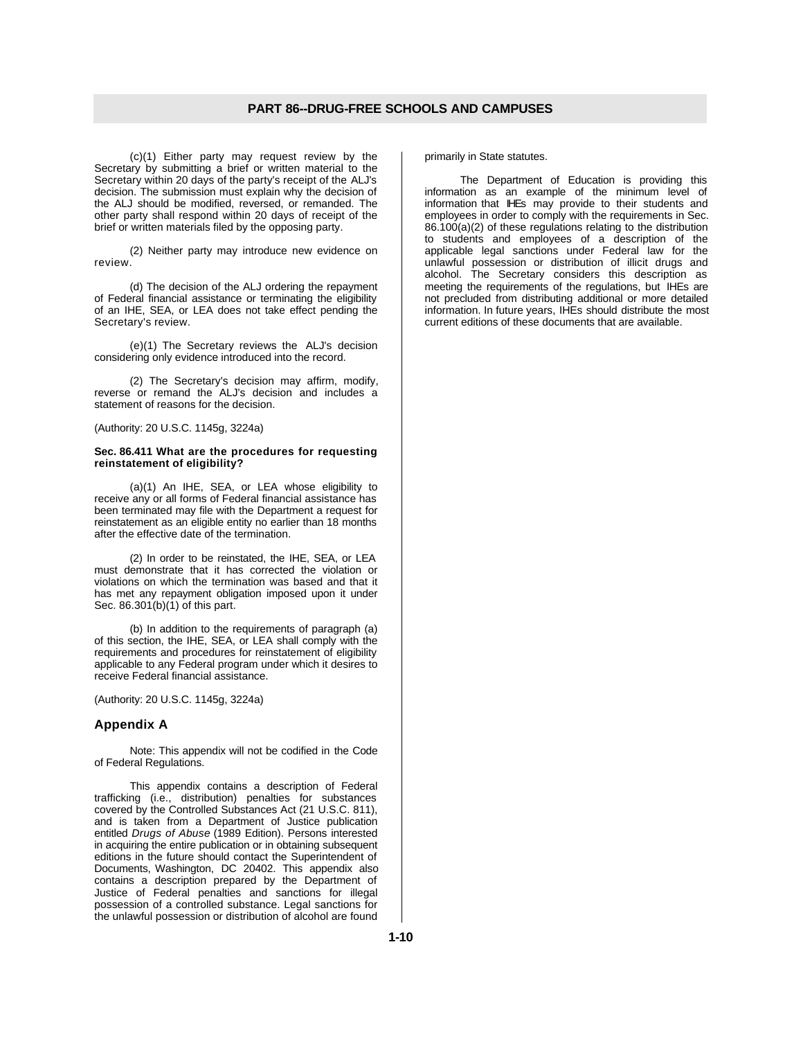(c)(1) Either party may request review by the Secretary by submitting a brief or written material to the Secretary within 20 days of the party's receipt of the ALJ's decision. The submission must explain why the decision of the ALJ should be modified, reversed, or remanded. The other party shall respond within 20 days of receipt of the brief or written materials filed by the opposing party.

(2) Neither party may introduce new evidence on review.

(d) The decision of the ALJ ordering the repayment of Federal financial assistance or terminating the eligibility of an IHE, SEA, or LEA does not take effect pending the Secretary's review.

(e)(1) The Secretary reviews the ALJ's decision considering only evidence introduced into the record.

(2) The Secretary's decision may affirm, modify, reverse or remand the ALJ's decision and includes a statement of reasons for the decision.

(Authority: 20 U.S.C. 1145g, 3224a)

**Sec. 86.411 What are the procedures for requesting reinstatement of eligibility?**

(a)(1) An IHE, SEA, or LEA whose eligibility to receive any or all forms of Federal financial assistance has been terminated may file with the Department a request for reinstatement as an eligible entity no earlier than 18 months after the effective date of the termination.

(2) In order to be reinstated, the IHE, SEA, or LEA must demonstrate that it has corrected the violation or violations on which the termination was based and that it has met any repayment obligation imposed upon it under Sec. 86.301(b)(1) of this part.

(b) In addition to the requirements of paragraph (a) of this section, the IHE, SEA, or LEA shall comply with the requirements and procedures for reinstatement of eligibility applicable to any Federal program under which it desires to receive Federal financial assistance.

(Authority: 20 U.S.C. 1145g, 3224a)

## Appendix A

Note: This appendix will not be codified in the Code of Federal Regulations.

This appendix contains a description of Federal trafficking (i.e., distribution) penalties for substances covered by the Controlled Substances Act (21 U.S.C. 811), and is taken from a Department of Justice publication entitled *Drugs of Abuse* (1989 Edition). Persons interested in acquiring the entire publication or in obtaining subsequent editions in the future should contact the Superintendent of Documents, Washington, DC 20402. This appendix also contains a description prepared by the Department of Justice of Federal penalties and sanctions for illegal possession of a controlled substance. Legal sanctions for the unlawful possession or distribution of alcohol are found primarily in State statutes.

The Department of Education is providing this information as an example of the minimum level of information that IHEs may provide to their students and employees in order to comply with the requirements in Sec. 86.100(a)(2) of these regulations relating to the distribution to students and employees of a description of the applicable legal sanctions under Federal law for the unlawful possession or distribution of illicit drugs and alcohol. The Secretary considers this description as meeting the requirements of the regulations, but IHEs are not precluded from distributing additional or more detailed information. In future years, IHEs should distribute the most current editions of these documents that are available.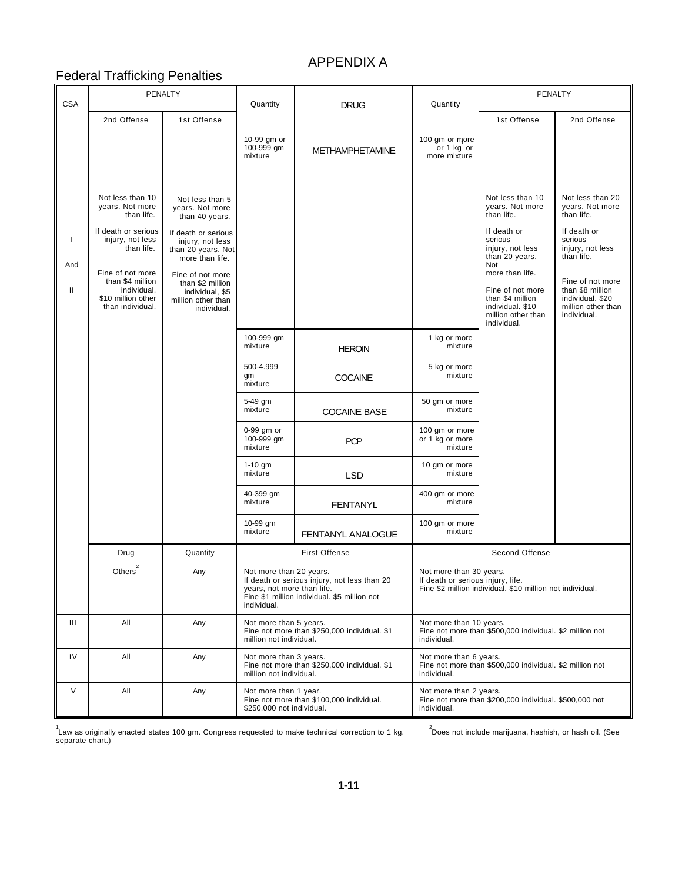# APPENDIX A

## Federal Trafficking Penalties

| CSA | PENALTY | | Quantity | DRUG | Quantity | PENALTY | |
|---|---|---|---|---|---|---|---|
| | 2nd Offense | 1st Offense | | | | 1st Offense | 2nd Offense |
| I And II | Not less than 10 years. Not more than life. If death or serious injury, not less than life. Fine of not more than $4 million individual, $10 million other than individual. | Not less than 5 years. Not more than 40 years. If death or serious injury, not less than 20 years. Not more than life. Fine of not more than $2 million individual, $5 million other than individual. | 10-99 gm or 100-999 gm mixture | METHAMPHETAMINE | 100 gm or more or 1 kg[1] or more mixture | Not less than 10 years. Not more than life. If death or serious injury, not less than 20 years. Not more than life. Fine of not more than $4 million individual. $10 million other than individual. | Not less than 20 years. Not more than life. If death or serious injury, not less than life. Fine of not more than $8 million individual. $20 million other than individual. |
| | | | 100-999 gm mixture | HEROIN | 1 kg or more mixture | | |
| | | | 500-4.999 gm mixture | COCAINE | 5 kg or more mixture | | |
| | | | 5-49 gm mixture | COCAINE BASE | 50 gm or more mixture | | |
| | | | 0-99 gm or 100-999 gm mixture | PCP | 100 gm or more or 1 kg or more mixture | | |
| | | | 1-10 gm mixture | LSD | 10 gm or more mixture | | |
| | | | 40-399 gm mixture | FENTANYL | 400 gm or more mixture | | |
| | | | 10-99 gm mixture | FENTANYL ANALOGUE | 100 gm or more mixture | | |
| | Drug | Quantity | First Offense | | Second Offense | | |
| | Others[2] | Any | Not more than 20 years. If death or serious injury, not less than 20 years, not more than life. Fine $1 million individual. $5 million not individual. | | Not more than 30 years. If death or serious injury, life. Fine $2 million individual. $10 million not individual. | | |
| III | All | Any | Not more than 5 years. Fine not more than $250,000 individual. $1 million not individual. | | Not more than 10 years. Fine not more than $500,000 individual. $2 million not individual. | | |
| IV | All | Any | Not more than 3 years. Fine not more than $250,000 individual. $1 million not individual. | | Not more than 6 years. Fine not more than $500,000 individual. $2 million not individual. | | |
| V | All | Any | Not more than 1 year. Fine not more than $100,000 individual. $250,000 not individual. | | Not more than 2 years. Fine not more than $200,000 individual. $500,000 not individual. | | |

[1] Law as originally enacted states 100 gm. Congress requested to make technical correction to 1 kg.

[2] Does not include marijuana, hashish, or hash oil. (See separate chart.)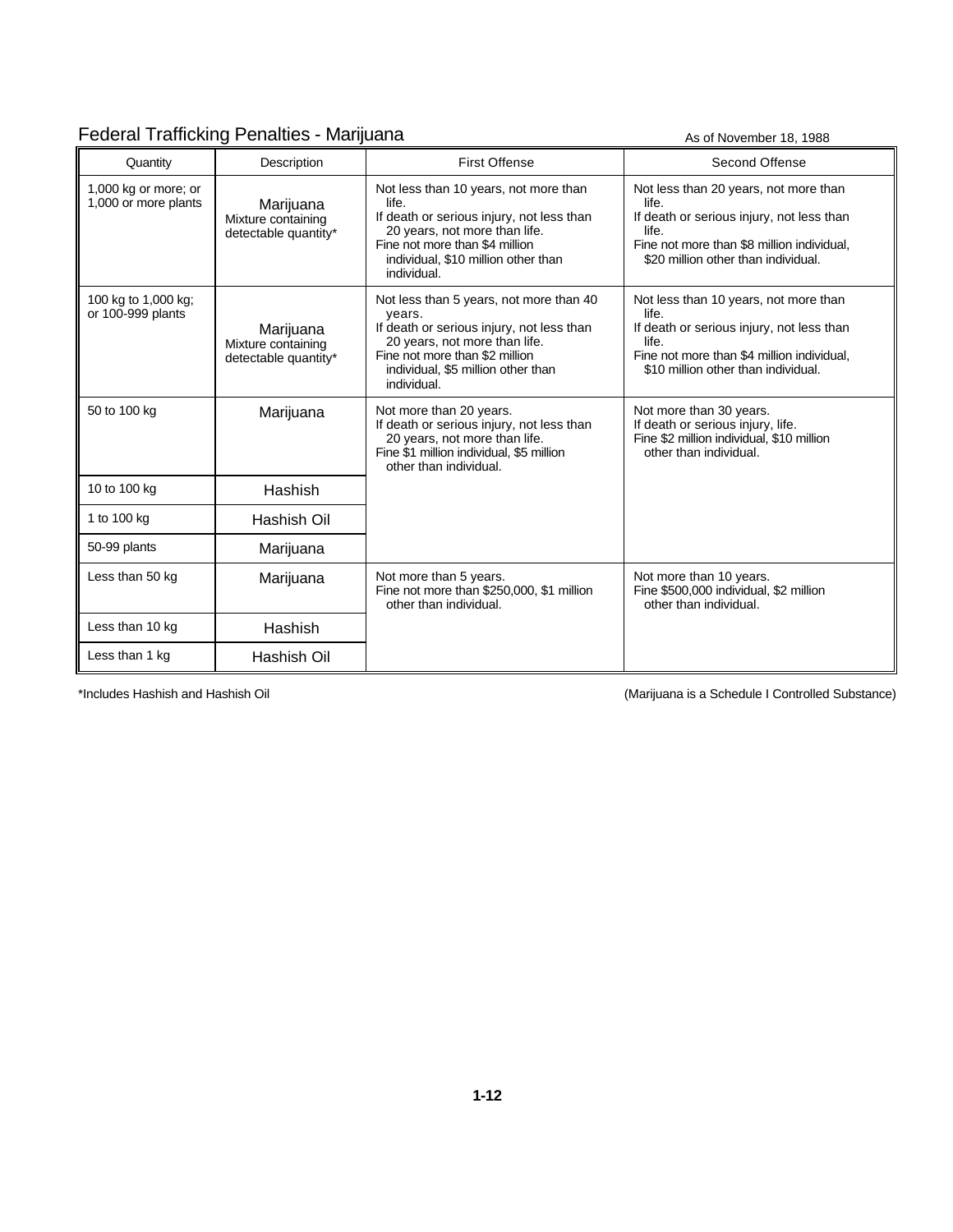## Federal Trafficking Penalties - Marijuana

As of November 18, 1988

| Quantity | Description | First Offense | Second Offense |
|---|---|---|---|
| 1,000 kg or more; or 1,000 or more plants | Marijuana Mixture containing detectable quantity* | Not less than 10 years, not more than life. If death or serious injury, not less than 20 years, not more than life. Fine not more than $4 million individual, $10 million other than individual. | Not less than 20 years, not more than life. If death or serious injury, not less than life. Fine not more than $8 million individual, $20 million other than individual. |
| 100 kg to 1,000 kg; or 100-999 plants | Marijuana Mixture containing detectable quantity* | Not less than 5 years, not more than 40 years. If death or serious injury, not less than 20 years, not more than life. Fine not more than $2 million individual, $5 million other than individual. | Not less than 10 years, not more than life. If death or serious injury, not less than life. Fine not more than $4 million individual, $10 million other than individual. |
| 50 to 100 kg | Marijuana | Not more than 20 years. If death or serious injury, not less than 20 years, not more than life. Fine $1 million individual, $5 million other than individual. | Not more than 30 years. If death or serious injury, life. Fine $2 million individual, $10 million other than individual. |
| 10 to 100 kg | Hashish | | |
| 1 to 100 kg | Hashish Oil | | |
| 50-99 plants | Marijuana | | |
| Less than 50 kg | Marijuana | Not more than 5 years. Fine not more than $250,000, $1 million other than individual. | Not more than 10 years. Fine $500,000 individual, $2 million other than individual. |
| Less than 10 kg | Hashish | | |
| Less than 1 kg | Hashish Oil | | |

*Includes Hashish and Hashish Oil

(Marijuana is a Schedule I Controlled Substance)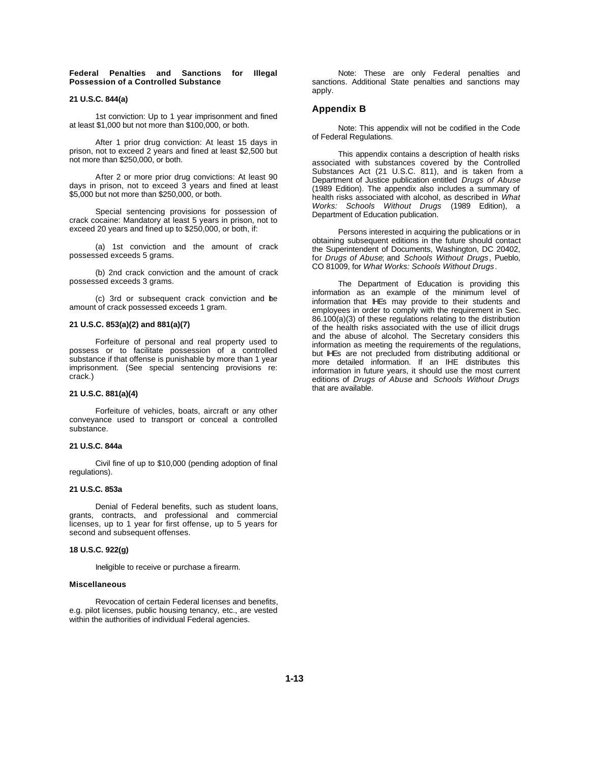**Federal Penalties and Sanctions for Illegal Possession of a Controlled Substance**

**21 U.S.C. 844(a)**

1st conviction: Up to 1 year imprisonment and fined at least $1,000 but not more than $100,000, or both.

After 1 prior drug conviction: At least 15 days in prison, not to exceed 2 years and fined at least $2,500 but not more than $250,000, or both.

After 2 or more prior drug convictions: At least 90 days in prison, not to exceed 3 years and fined at least $5,000 but not more than $250,000, or both.

Special sentencing provisions for possession of crack cocaine: Mandatory at least 5 years in prison, not to exceed 20 years and fined up to $250,000, or both, if:

(a) 1st conviction and the amount of crack possessed exceeds 5 grams.

(b) 2nd crack conviction and the amount of crack possessed exceeds 3 grams.

(c) 3rd or subsequent crack conviction and the amount of crack possessed exceeds 1 gram.

**21 U.S.C. 853(a)(2) and 881(a)(7)**

Forfeiture of personal and real property used to possess or to facilitate possession of a controlled substance if that offense is punishable by more than 1 year imprisonment. (See special sentencing provisions re: crack.)

**21 U.S.C. 881(a)(4)**

Forfeiture of vehicles, boats, aircraft or any other conveyance used to transport or conceal a controlled substance.

**21 U.S.C. 844a**

Civil fine of up to $10,000 (pending adoption of final regulations).

**21 U.S.C. 853a**

Denial of Federal benefits, such as student loans, grants, contracts, and professional and commercial licenses, up to 1 year for first offense, up to 5 years for second and subsequent offenses.

**18 U.S.C. 922(g)**

Ineligible to receive or purchase a firearm.

**Miscellaneous**

Revocation of certain Federal licenses and benefits, e.g. pilot licenses, public housing tenancy, etc., are vested within the authorities of individual Federal agencies.

Note: These are only Federal penalties and sanctions. Additional State penalties and sanctions may apply.

## Appendix B

Note: This appendix will not be codified in the Code of Federal Regulations.

This appendix contains a description of health risks associated with substances covered by the Controlled Substances Act (21 U.S.C. 811), and is taken from a Department of Justice publication entitled *Drugs of Abuse* (1989 Edition). The appendix also includes a summary of health risks associated with alcohol, as described in *What Works: Schools Without Drugs* (1989 Edition), a Department of Education publication.

Persons interested in acquiring the publications or in obtaining subsequent editions in the future should contact the Superintendent of Documents, Washington, DC 20402, for *Drugs of Abuse*; and *Schools Without Drugs*, Pueblo, CO 81009, for *What Works: Schools Without Drugs*.

The Department of Education is providing this information as an example of the minimum level of information that IHEs may provide to their students and employees in order to comply with the requirement in Sec. 86.100(a)(3) of these regulations relating to the distribution of the health risks associated with the use of illicit drugs and the abuse of alcohol. The Secretary considers this information as meeting the requirements of the regulations, but IHEs are not precluded from distributing additional or more detailed information. If an IHE distributes this information in future years, it should use the most current editions of *Drugs of Abuse* and *Schools Without Drugs* that are available.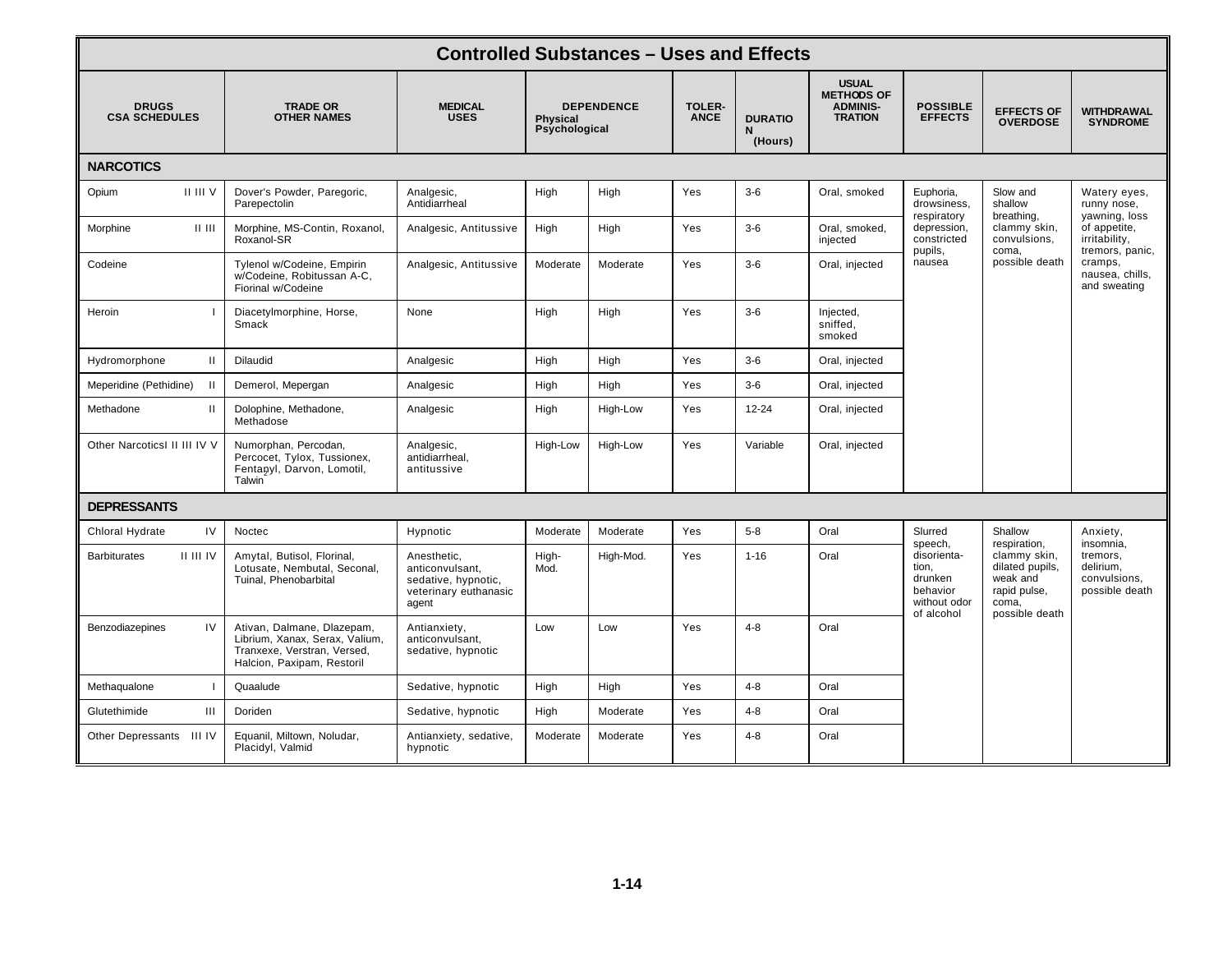## Controlled Substances – Uses and Effects

| DRUGS CSA SCHEDULES | TRADE OR OTHER NAMES | MEDICAL USES | DEPENDENCE Physical | DEPENDENCE Psychological | TOLER-ANCE | DURATION (Hours) | USUAL METHODS OF ADMINIS-TRATION | POSSIBLE EFFECTS | EFFECTS OF OVERDOSE | WITHDRAWAL SYNDROME |
|---|---|---|---|---|---|---|---|---|---|---|
| **NARCOTICS** | | | | | | | | | | |
| Opium II III V | Dover's Powder, Paregoric, Parepectolin | Analgesic, Antidiarrheal | High | High | Yes | 3-6 | Oral, smoked | Euphoria, drowsiness, respiratory depression, constricted pupils, nausea | Slow and shallow breathing, clammy skin, convulsions, coma, possible death | Watery eyes, runny nose, yawning, loss of appetite, irritability, tremors, panic, cramps, nausea, chills, and sweating |
| Morphine II III | Morphine, MS-Contin, Roxanol, Roxanol-SR | Analgesic, Antitussive | High | High | Yes | 3-6 | Oral, smoked, injected | | | |
| Codeine | Tylenol w/Codeine, Empirin w/Codeine, Robitussan A-C, Fiorinal w/Codeine | Analgesic, Antitussive | Moderate | Moderate | Yes | 3-6 | Oral, injected | | | |
| Heroin I | Diacetylmorphine, Horse, Smack | None | High | High | Yes | 3-6 | Injected, sniffed, smoked | | | |
| Hydromorphone II | Dilaudid | Analgesic | High | High | Yes | 3-6 | Oral, injected | | | |
| Meperidine (Pethidine) II | Demerol, Mepergan | Analgesic | High | High | Yes | 3-6 | Oral, injected | | | |
| Methadone II | Dolophine, Methadone, Methadose | Analgesic | High | High-Low | Yes | 12-24 | Oral, injected | | | |
| Other Narcotics I II III IV V | Numorphan, Percodan, Percocet, Tylox, Tussionex, Fentanyl, Darvon, Lomotil, Talwin | Analgesic, antidiarrheal, antitussive | High-Low | High-Low | Yes | Variable | Oral, injected | | | |
| **DEPRESSANTS** | | | | | | | | | | |
| Chloral Hydrate IV | Noctec | Hypnotic | Moderate | Moderate | Yes | 5-8 | Oral | Slurred speech, disorientation, drunken behavior without odor of alcohol | Shallow respiration, clammy skin, dilated pupils, weak and rapid pulse, coma, possible death | Anxiety, insomnia, tremors, delirium, convulsions, possible death |
| Barbiturates II III IV | Amytal, Butisol, Florinal, Lotusate, Nembutal, Seconal, Tuinal, Phenobarbital | Anesthetic, anticonvulsant, sedative, hypnotic, veterinary euthanasic agent | High-Mod. | High-Mod. | Yes | 1-16 | Oral | | | |
| Benzodiazepines IV | Ativan, Dalmane, Dlazepam, Librium, Xanax, Serax, Valium, Tranxexe, Verstran, Versed, Halcion, Paxipam, Restoril | Antianxiety, anticonvulsant, sedative, hypnotic | Low | Low | Yes | 4-8 | Oral | | | |
| Methaqualone I | Quaalude | Sedative, hypnotic | High | High | Yes | 4-8 | Oral | | | |
| Glutethimide III | Doriden | Sedative, hypnotic | High | Moderate | Yes | 4-8 | Oral | | | |
| Other Depressants III IV | Equanil, Miltown, Noludar, Placidyl, Valmid | Antianxiety, sedative, hypnotic | Moderate | Moderate | Yes | 4-8 | Oral | | | |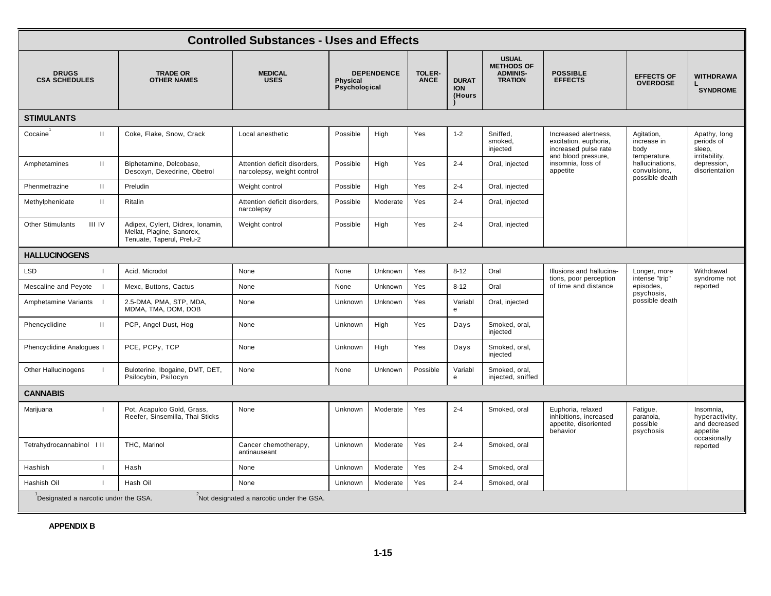# Controlled Substances - Uses and Effects

| DRUGS CSA SCHEDULES | | TRADE OR OTHER NAMES | MEDICAL USES | DEPENDENCE Physical | Psychological | TOLER-ANCE | DURATION (Hours) | USUAL METHODS OF ADMINIS-TRATION | POSSIBLE EFFECTS | EFFECTS OF OVERDOSE | WITHDRAWAL SYNDROME |
|---|---|---|---|---|---|---|---|---|---|---|---|
| **STIMULANTS** | | | | | | | | | | | |
| Cocaine[1] | II | Coke, Flake, Snow, Crack | Local anesthetic | Possible | High | Yes | 1-2 | Sniffed, smoked, injected | Increased alertness, excitation, euphoria, increased pulse rate and blood pressure, insomnia, loss of appetite | Agitation, increase in body temperature, hallucinations, convulsions, possible death | Apathy, long periods of sleep, irritability, depression, disorientation |
| Amphetamines | II | Biphetamine, Delcobase, Desoxyn, Dexedrine, Obetrol | Attention deficit disorders, narcolepsy, weight control | Possible | High | Yes | 2-4 | Oral, injected | | | |
| Phenmetrazine | II | Preludin | Weight control | Possible | High | Yes | 2-4 | Oral, injected | | | |
| Methylphenidate | II | Ritalin | Attention deficit disorders, narcolepsy | Possible | Moderate | Yes | 2-4 | Oral, injected | | | |
| Other Stimulants | III IV | Adipex, Cylert, Didrex, Ionamin, Mellat, Plagine, Sanorex, Tenuate, Taperul, Prelu-2 | Weight control | Possible | High | Yes | 2-4 | Oral, injected | | | |
| **HALLUCINOGENS** | | | | | | | | | | | |
| LSD | I | Acid, Microdot | None | None | Unknown | Yes | 8-12 | Oral | Illusions and hallucinations, poor perception of time and distance | Longer, more intense "trip" episodes, psychosis, possible death | Withdrawal syndrome not reported |
| Mescaline and Peyote | I | Mexc, Buttons, Cactus | None | None | Unknown | Yes | 8-12 | Oral | | | |
| Amphetamine Variants | I | 2.5-DMA, PMA, STP, MDA, MDMA, TMA, DOM, DOB | None | Unknown | Unknown | Yes | Variable | Oral, injected | | | |
| Phencyclidine | II | PCP, Angel Dust, Hog | None | Unknown | High | Yes | Days | Smoked, oral, injected | | | |
| Phencyclidine Analogues | I | PCE, PCPy, TCP | None | Unknown | High | Yes | Days | Smoked, oral, injected | | | |
| Other Hallucinogens | I | Buloterine, Ibogaine, DMT, DET, Psilocybin, Psilocyn | None | None | Unknown | Possible | Variable | Smoked, oral, injected, sniffed | | | |
| **CANNABIS** | | | | | | | | | | | |
| Marijuana | I | Pot, Acapulco Gold, Grass, Reefer, Sinsemilla, Thai Sticks | None | Unknown | Moderate | Yes | 2-4 | Smoked, oral | Euphoria, relaxed inhibitions, increased appetite, disoriented behavior | Fatigue, paranoia, possible psychosis | Insomnia, hyperactivity, and decreased appetite occasionally reported |
| Tetrahydrocannabinol | I II | THC, Marinol | Cancer chemotherapy, antinauseant | Unknown | Moderate | Yes | 2-4 | Smoked, oral | | | |
| Hashish | I | Hash | None | Unknown | Moderate | Yes | 2-4 | Smoked, oral | | | |
| Hashish Oil | I | Hash Oil | None | Unknown | Moderate | Yes | 2-4 | Smoked, oral | | | |

[1] Designated a narcotic under the CSA. [2] Not designated a narcotic under the CSA.

**APPENDIX B**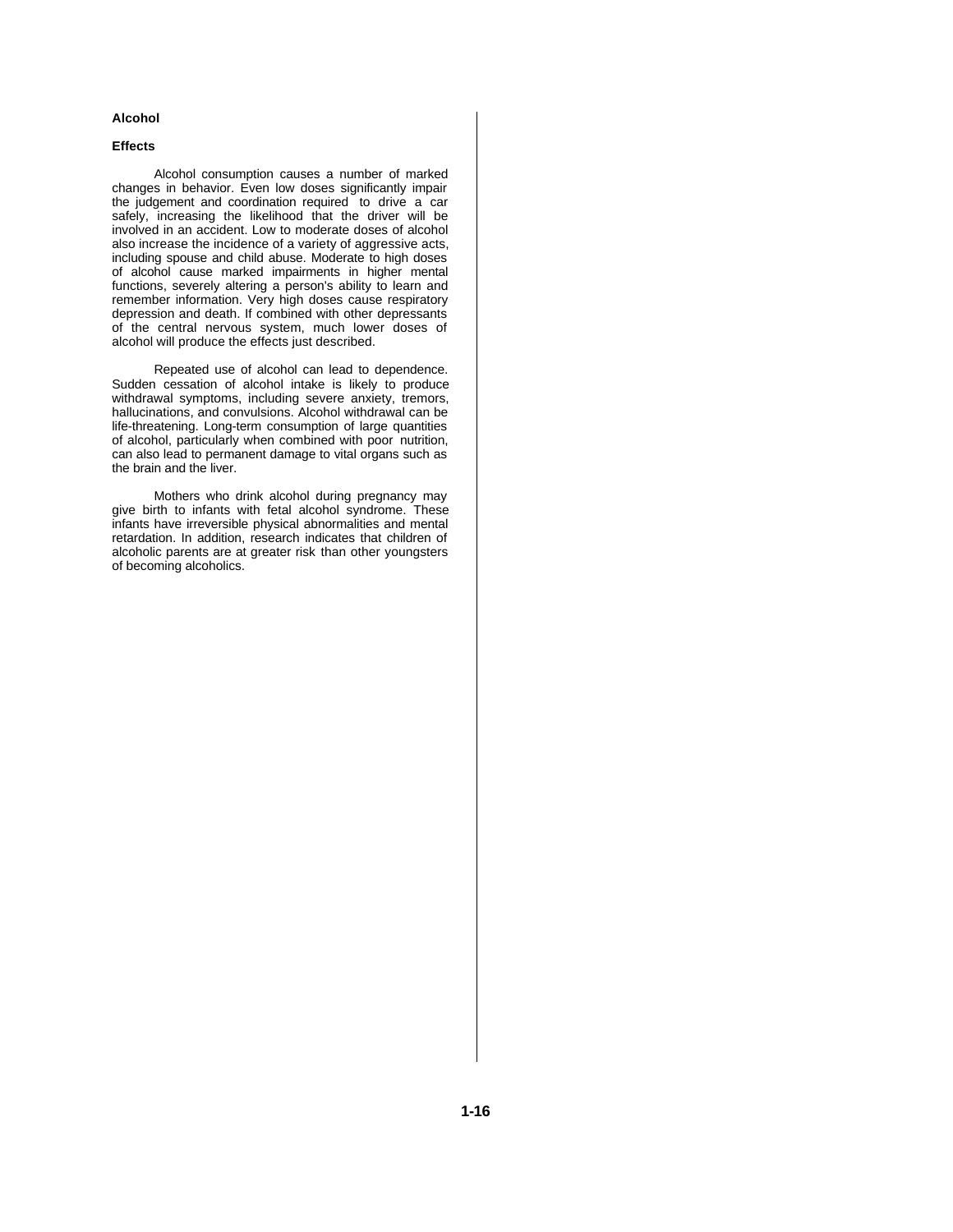## Alcohol

### Effects

Alcohol consumption causes a number of marked changes in behavior. Even low doses significantly impair the judgement and coordination required to drive a car safely, increasing the likelihood that the driver will be involved in an accident. Low to moderate doses of alcohol also increase the incidence of a variety of aggressive acts, including spouse and child abuse. Moderate to high doses of alcohol cause marked impairments in higher mental functions, severely altering a person's ability to learn and remember information. Very high doses cause respiratory depression and death. If combined with other depressants of the central nervous system, much lower doses of alcohol will produce the effects just described.

Repeated use of alcohol can lead to dependence. Sudden cessation of alcohol intake is likely to produce withdrawal symptoms, including severe anxiety, tremors, hallucinations, and convulsions. Alcohol withdrawal can be life-threatening. Long-term consumption of large quantities of alcohol, particularly when combined with poor nutrition, can also lead to permanent damage to vital organs such as the brain and the liver.

Mothers who drink alcohol during pregnancy may give birth to infants with fetal alcohol syndrome. These infants have irreversible physical abnormalities and mental retardation. In addition, research indicates that children of alcoholic parents are at greater risk than other youngsters of becoming alcoholics.